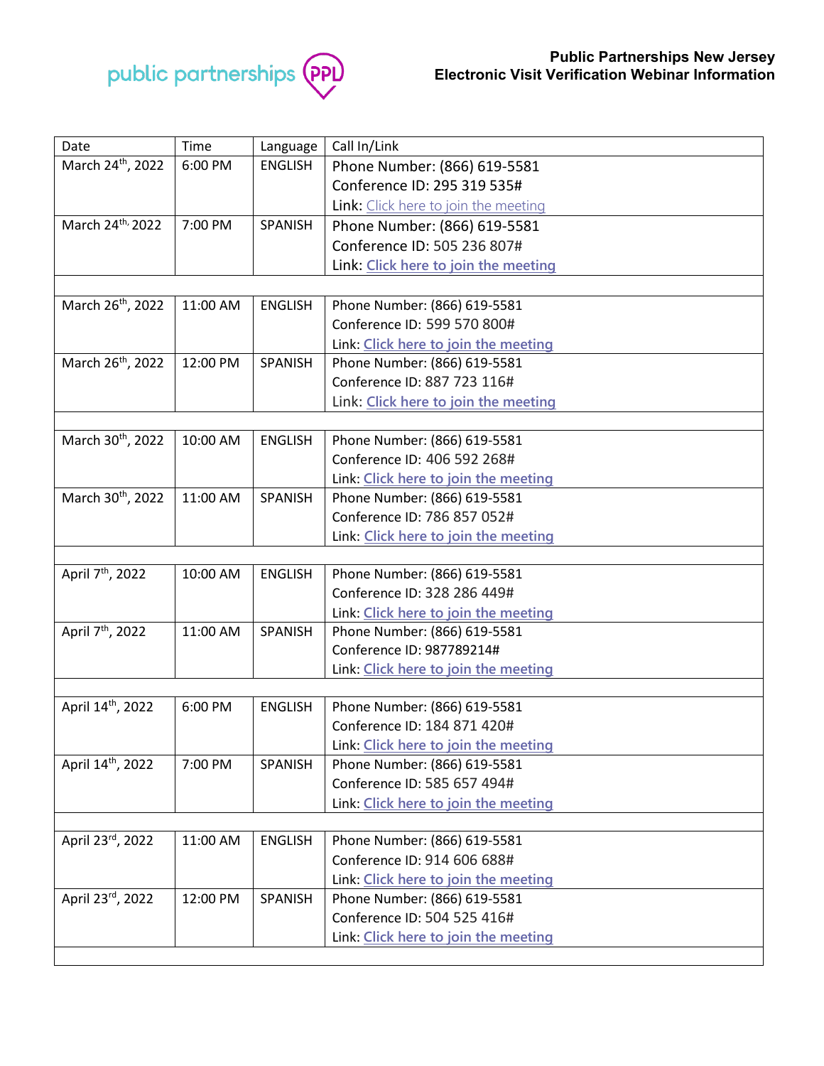**Public Partnerships New Jersey**
**Electronic Visit Verification Webinar Information**

| Date | Time | Language | Call In/Link |
|---|---|---|---|
| March 24th, 2022 | 6:00 PM | ENGLISH | Phone Number: (866) 619-5581<br>Conference ID: 295 319 535#<br>Link: Click here to join the meeting |
| March 24th, 2022 | 7:00 PM | SPANISH | Phone Number: (866) 619-5581<br>Conference ID: 505 236 807#<br>Link: Click here to join the meeting |
| | | | |
| March 26th, 2022 | 11:00 AM | ENGLISH | Phone Number: (866) 619-5581<br>Conference ID: 599 570 800#<br>Link: Click here to join the meeting |
| March 26th, 2022 | 12:00 PM | SPANISH | Phone Number: (866) 619-5581<br>Conference ID: 887 723 116#<br>Link: Click here to join the meeting |
| | | | |
| March 30th, 2022 | 10:00 AM | ENGLISH | Phone Number: (866) 619-5581<br>Conference ID: 406 592 268#<br>Link: Click here to join the meeting |
| March 30th, 2022 | 11:00 AM | SPANISH | Phone Number: (866) 619-5581<br>Conference ID: 786 857 052#<br>Link: Click here to join the meeting |
| | | | |
| April 7th, 2022 | 10:00 AM | ENGLISH | Phone Number: (866) 619-5581<br>Conference ID: 328 286 449#<br>Link: Click here to join the meeting |
| April 7th, 2022 | 11:00 AM | SPANISH | Phone Number: (866) 619-5581<br>Conference ID: 987789214#<br>Link: Click here to join the meeting |
| | | | |
| April 14th, 2022 | 6:00 PM | ENGLISH | Phone Number: (866) 619-5581<br>Conference ID: 184 871 420#<br>Link: Click here to join the meeting |
| April 14th, 2022 | 7:00 PM | SPANISH | Phone Number: (866) 619-5581<br>Conference ID: 585 657 494#<br>Link: Click here to join the meeting |
| | | | |
| April 23rd, 2022 | 11:00 AM | ENGLISH | Phone Number: (866) 619-5581<br>Conference ID: 914 606 688#<br>Link: Click here to join the meeting |
| April 23rd, 2022 | 12:00 PM | SPANISH | Phone Number: (866) 619-5581<br>Conference ID: 504 525 416#<br>Link: Click here to join the meeting |
| | | | |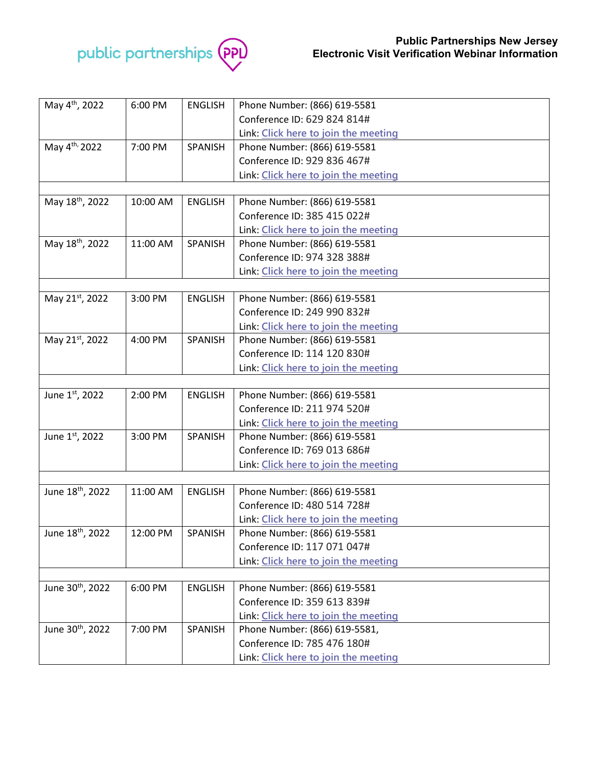**Public Partnerships New Jersey**
**Electronic Visit Verification Webinar Information**

| | | | |
|---|---|---|---|
| May 4th, 2022 | 6:00 PM | ENGLISH | Phone Number: (866) 619-5581<br>Conference ID: 629 824 814#<br>Link: Click here to join the meeting |
| May 4th, 2022 | 7:00 PM | SPANISH | Phone Number: (866) 619-5581<br>Conference ID: 929 836 467#<br>Link: Click here to join the meeting |
| | | | |
| May 18th, 2022 | 10:00 AM | ENGLISH | Phone Number: (866) 619-5581<br>Conference ID: 385 415 022#<br>Link: Click here to join the meeting |
| May 18th, 2022 | 11:00 AM | SPANISH | Phone Number: (866) 619-5581<br>Conference ID: 974 328 388#<br>Link: Click here to join the meeting |
| | | | |
| May 21st, 2022 | 3:00 PM | ENGLISH | Phone Number: (866) 619-5581<br>Conference ID: 249 990 832#<br>Link: Click here to join the meeting |
| May 21st, 2022 | 4:00 PM | SPANISH | Phone Number: (866) 619-5581<br>Conference ID: 114 120 830#<br>Link: Click here to join the meeting |
| | | | |
| June 1st, 2022 | 2:00 PM | ENGLISH | Phone Number: (866) 619-5581<br>Conference ID: 211 974 520#<br>Link: Click here to join the meeting |
| June 1st, 2022 | 3:00 PM | SPANISH | Phone Number: (866) 619-5581<br>Conference ID: 769 013 686#<br>Link: Click here to join the meeting |
| | | | |
| June 18th, 2022 | 11:00 AM | ENGLISH | Phone Number: (866) 619-5581<br>Conference ID: 480 514 728#<br>Link: Click here to join the meeting |
| June 18th, 2022 | 12:00 PM | SPANISH | Phone Number: (866) 619-5581<br>Conference ID: 117 071 047#<br>Link: Click here to join the meeting |
| | | | |
| June 30th, 2022 | 6:00 PM | ENGLISH | Phone Number: (866) 619-5581<br>Conference ID: 359 613 839#<br>Link: Click here to join the meeting |
| June 30th, 2022 | 7:00 PM | SPANISH | Phone Number: (866) 619-5581,<br>Conference ID: 785 476 180#<br>Link: Click here to join the meeting |